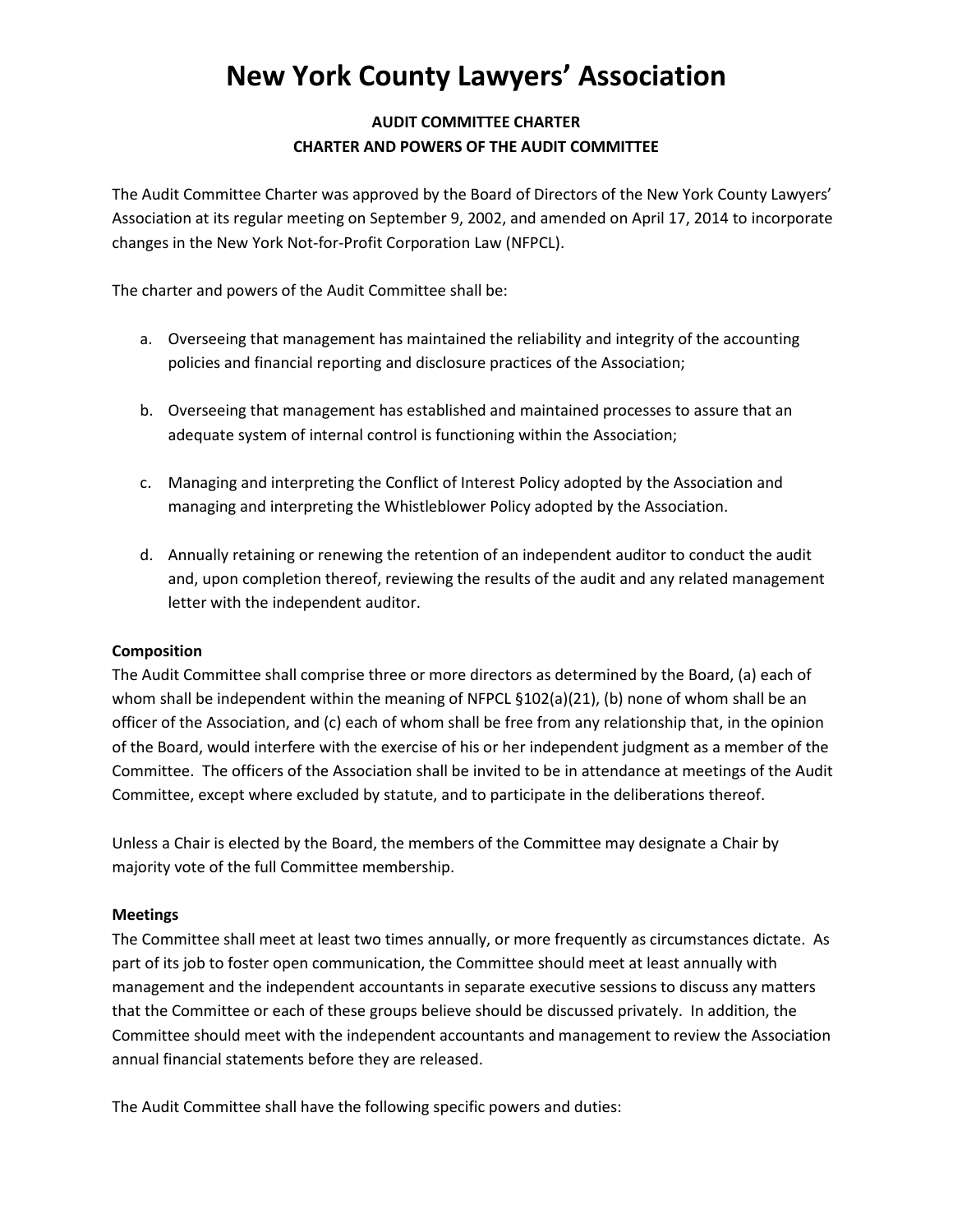# New York County Lawyers' Association

**AUDIT COMMITTEE CHARTER**
**CHARTER AND POWERS OF THE AUDIT COMMITTEE**

The Audit Committee Charter was approved by the Board of Directors of the New York County Lawyers' Association at its regular meeting on September 9, 2002, and amended on April 17, 2014 to incorporate changes in the New York Not-for-Profit Corporation Law (NFPCL).

The charter and powers of the Audit Committee shall be:

a. Overseeing that management has maintained the reliability and integrity of the accounting policies and financial reporting and disclosure practices of the Association;

b. Overseeing that management has established and maintained processes to assure that an adequate system of internal control is functioning within the Association;

c. Managing and interpreting the Conflict of Interest Policy adopted by the Association and managing and interpreting the Whistleblower Policy adopted by the Association.

d. Annually retaining or renewing the retention of an independent auditor to conduct the audit and, upon completion thereof, reviewing the results of the audit and any related management letter with the independent auditor.

**Composition**

The Audit Committee shall comprise three or more directors as determined by the Board, (a) each of whom shall be independent within the meaning of NFPCL §102(a)(21), (b) none of whom shall be an officer of the Association, and (c) each of whom shall be free from any relationship that, in the opinion of the Board, would interfere with the exercise of his or her independent judgment as a member of the Committee. The officers of the Association shall be invited to be in attendance at meetings of the Audit Committee, except where excluded by statute, and to participate in the deliberations thereof.

Unless a Chair is elected by the Board, the members of the Committee may designate a Chair by majority vote of the full Committee membership.

**Meetings**

The Committee shall meet at least two times annually, or more frequently as circumstances dictate. As part of its job to foster open communication, the Committee should meet at least annually with management and the independent accountants in separate executive sessions to discuss any matters that the Committee or each of these groups believe should be discussed privately. In addition, the Committee should meet with the independent accountants and management to review the Association annual financial statements before they are released.

The Audit Committee shall have the following specific powers and duties: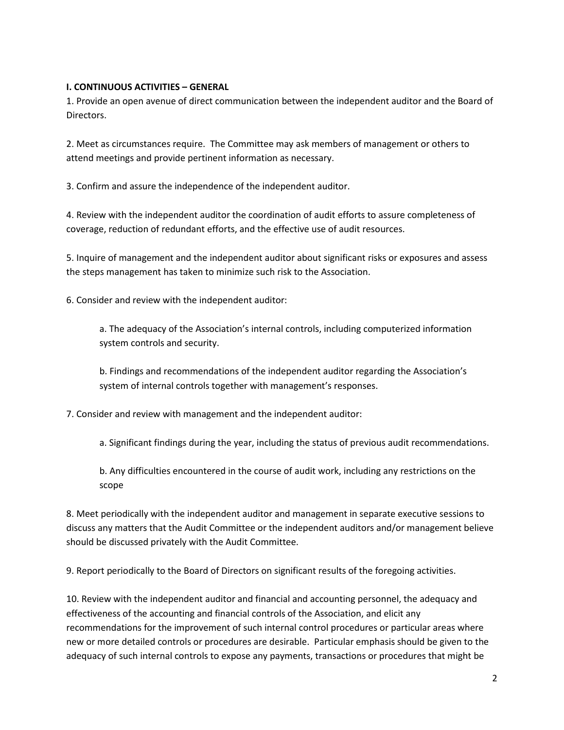**I. CONTINUOUS ACTIVITIES – GENERAL**

1. Provide an open avenue of direct communication between the independent auditor and the Board of Directors.

2. Meet as circumstances require. The Committee may ask members of management or others to attend meetings and provide pertinent information as necessary.

3. Confirm and assure the independence of the independent auditor.

4. Review with the independent auditor the coordination of audit efforts to assure completeness of coverage, reduction of redundant efforts, and the effective use of audit resources.

5. Inquire of management and the independent auditor about significant risks or exposures and assess the steps management has taken to minimize such risk to the Association.

6. Consider and review with the independent auditor:

   a. The adequacy of the Association's internal controls, including computerized information system controls and security.

   b. Findings and recommendations of the independent auditor regarding the Association's system of internal controls together with management's responses.

7. Consider and review with management and the independent auditor:

   a. Significant findings during the year, including the status of previous audit recommendations.

   b. Any difficulties encountered in the course of audit work, including any restrictions on the scope

8. Meet periodically with the independent auditor and management in separate executive sessions to discuss any matters that the Audit Committee or the independent auditors and/or management believe should be discussed privately with the Audit Committee.

9. Report periodically to the Board of Directors on significant results of the foregoing activities.

10. Review with the independent auditor and financial and accounting personnel, the adequacy and effectiveness of the accounting and financial controls of the Association, and elicit any recommendations for the improvement of such internal control procedures or particular areas where new or more detailed controls or procedures are desirable. Particular emphasis should be given to the adequacy of such internal controls to expose any payments, transactions or procedures that might be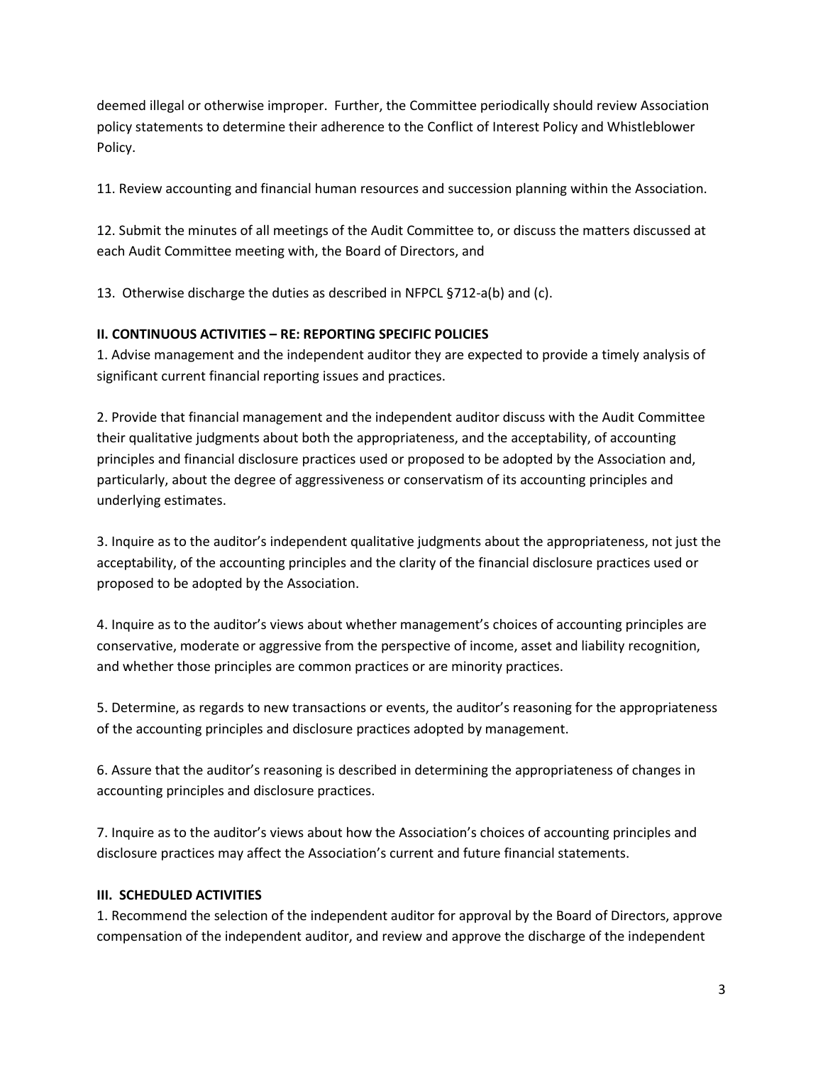deemed illegal or otherwise improper. Further, the Committee periodically should review Association policy statements to determine their adherence to the Conflict of Interest Policy and Whistleblower Policy.

11. Review accounting and financial human resources and succession planning within the Association.

12. Submit the minutes of all meetings of the Audit Committee to, or discuss the matters discussed at each Audit Committee meeting with, the Board of Directors, and

13. Otherwise discharge the duties as described in NFPCL §712-a(b) and (c).

**II. CONTINUOUS ACTIVITIES – RE: REPORTING SPECIFIC POLICIES**

1. Advise management and the independent auditor they are expected to provide a timely analysis of significant current financial reporting issues and practices.

2. Provide that financial management and the independent auditor discuss with the Audit Committee their qualitative judgments about both the appropriateness, and the acceptability, of accounting principles and financial disclosure practices used or proposed to be adopted by the Association and, particularly, about the degree of aggressiveness or conservatism of its accounting principles and underlying estimates.

3. Inquire as to the auditor's independent qualitative judgments about the appropriateness, not just the acceptability, of the accounting principles and the clarity of the financial disclosure practices used or proposed to be adopted by the Association.

4. Inquire as to the auditor's views about whether management's choices of accounting principles are conservative, moderate or aggressive from the perspective of income, asset and liability recognition, and whether those principles are common practices or are minority practices.

5. Determine, as regards to new transactions or events, the auditor's reasoning for the appropriateness of the accounting principles and disclosure practices adopted by management.

6. Assure that the auditor's reasoning is described in determining the appropriateness of changes in accounting principles and disclosure practices.

7. Inquire as to the auditor's views about how the Association's choices of accounting principles and disclosure practices may affect the Association's current and future financial statements.

**III. SCHEDULED ACTIVITIES**

1. Recommend the selection of the independent auditor for approval by the Board of Directors, approve compensation of the independent auditor, and review and approve the discharge of the independent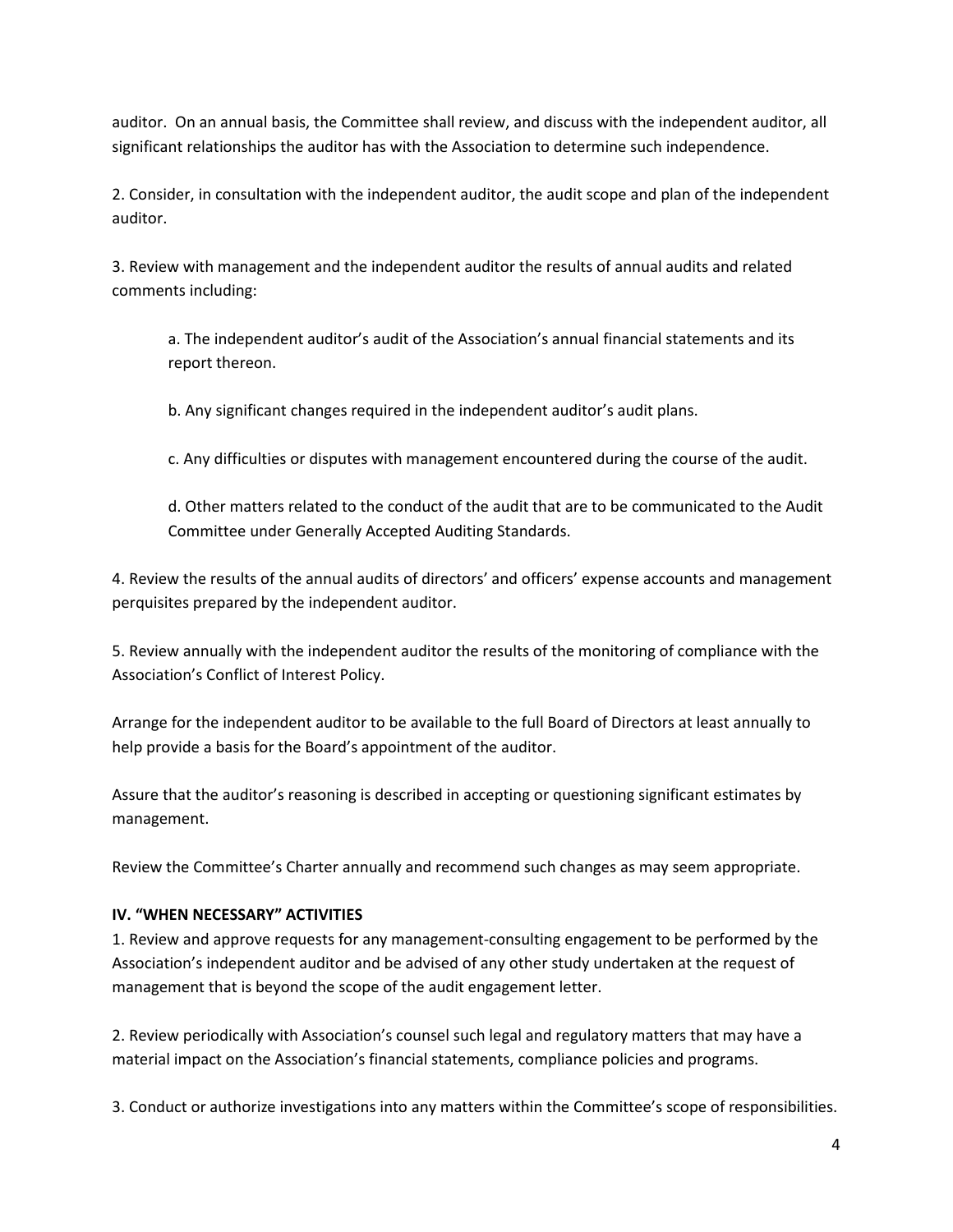auditor. On an annual basis, the Committee shall review, and discuss with the independent auditor, all significant relationships the auditor has with the Association to determine such independence.

2. Consider, in consultation with the independent auditor, the audit scope and plan of the independent auditor.

3. Review with management and the independent auditor the results of annual audits and related comments including:

   a. The independent auditor's audit of the Association's annual financial statements and its report thereon.

   b. Any significant changes required in the independent auditor's audit plans.

   c. Any difficulties or disputes with management encountered during the course of the audit.

   d. Other matters related to the conduct of the audit that are to be communicated to the Audit Committee under Generally Accepted Auditing Standards.

4. Review the results of the annual audits of directors' and officers' expense accounts and management perquisites prepared by the independent auditor.

5. Review annually with the independent auditor the results of the monitoring of compliance with the Association's Conflict of Interest Policy.

Arrange for the independent auditor to be available to the full Board of Directors at least annually to help provide a basis for the Board's appointment of the auditor.

Assure that the auditor's reasoning is described in accepting or questioning significant estimates by management.

Review the Committee's Charter annually and recommend such changes as may seem appropriate.

**IV. "WHEN NECESSARY" ACTIVITIES**

1. Review and approve requests for any management-consulting engagement to be performed by the Association's independent auditor and be advised of any other study undertaken at the request of management that is beyond the scope of the audit engagement letter.

2. Review periodically with Association's counsel such legal and regulatory matters that may have a material impact on the Association's financial statements, compliance policies and programs.

3. Conduct or authorize investigations into any matters within the Committee's scope of responsibilities.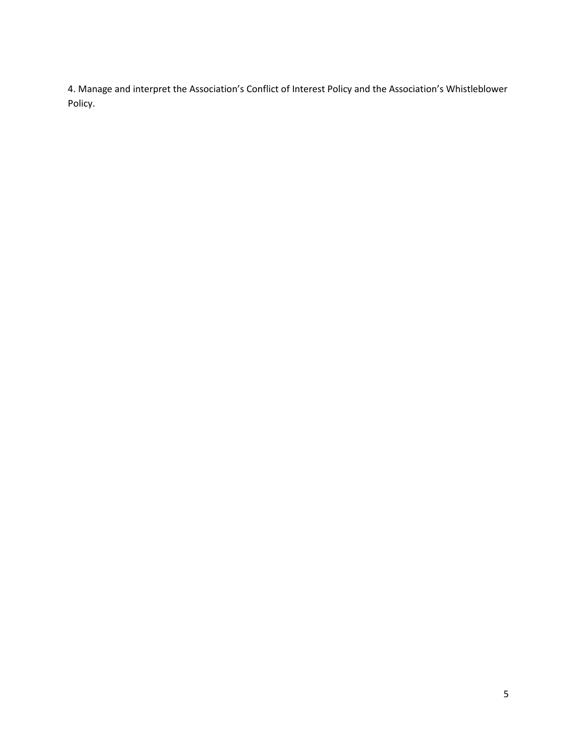4. Manage and interpret the Association's Conflict of Interest Policy and the Association's Whistleblower Policy.